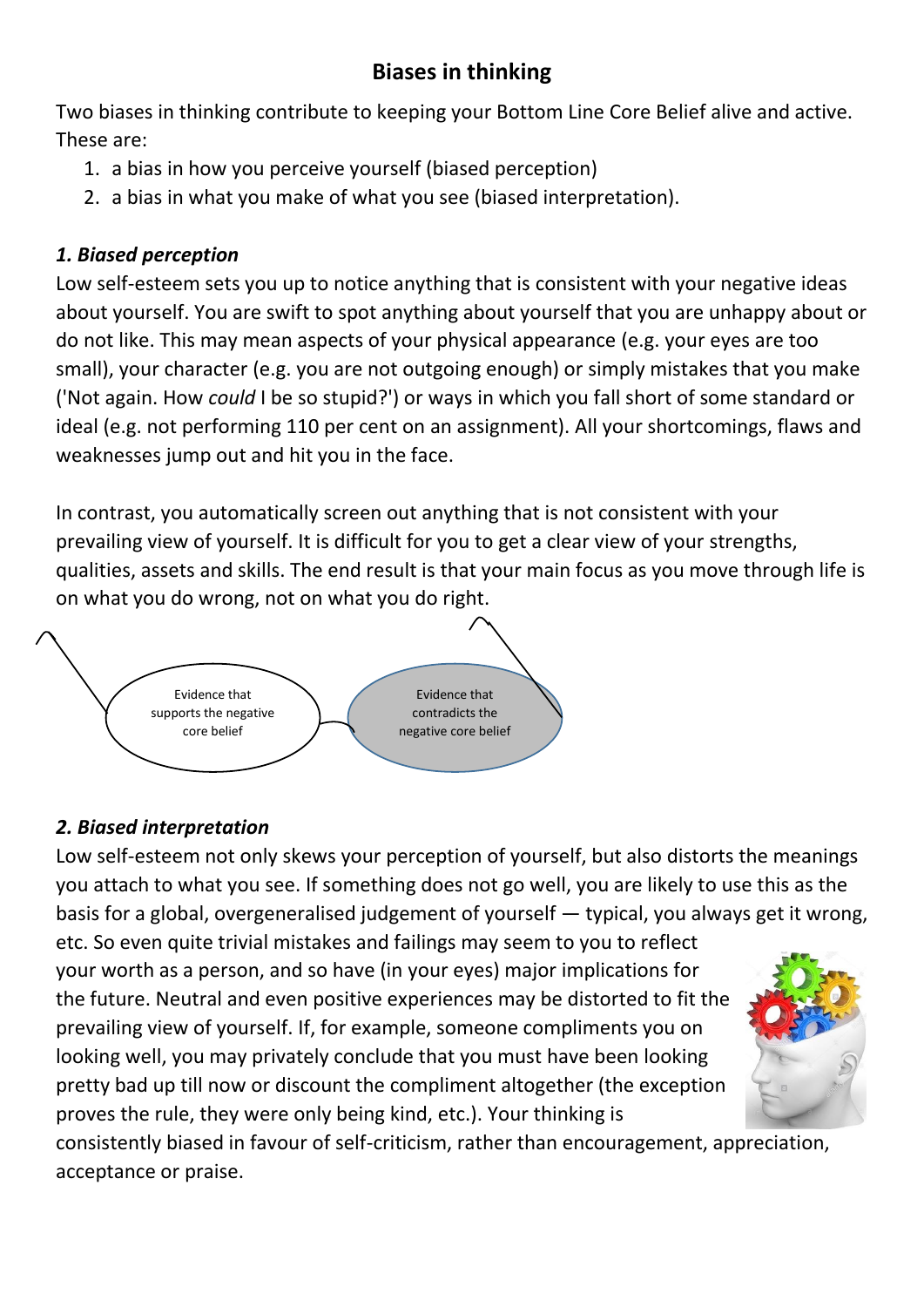## Biases in thinking

Two biases in thinking contribute to keeping your Bottom Line Core Belief alive and active. These are:

1. a bias in how you perceive yourself (biased perception)
2. a bias in what you make of what you see (biased interpretation).

### *1. Biased perception*

Low self-esteem sets you up to notice anything that is consistent with your negative ideas about yourself. You are swift to spot anything about yourself that you are unhappy about or do not like. This may mean aspects of your physical appearance (e.g. your eyes are too small), your character (e.g. you are not outgoing enough) or simply mistakes that you make ('Not again. How *could* I be so stupid?') or ways in which you fall short of some standard or ideal (e.g. not performing 110 per cent on an assignment). All your shortcomings, flaws and weaknesses jump out and hit you in the face.

In contrast, you automatically screen out anything that is not consistent with your prevailing view of yourself. It is difficult for you to get a clear view of your strengths, qualities, assets and skills. The end result is that your main focus as you move through life is on what you do wrong, not on what you do right.

Evidence that supports the negative core belief

Evidence that contradicts the negative core belief

### *2. Biased interpretation*

Low self-esteem not only skews your perception of yourself, but also distorts the meanings you attach to what you see. If something does not go well, you are likely to use this as the basis for a global, overgeneralised judgement of yourself — typical, you always get it wrong, etc. So even quite trivial mistakes and failings may seem to you to reflect your worth as a person, and so have (in your eyes) major implications for the future. Neutral and even positive experiences may be distorted to fit the prevailing view of yourself. If, for example, someone compliments you on looking well, you may privately conclude that you must have been looking pretty bad up till now or discount the compliment altogether (the exception proves the rule, they were only being kind, etc.). Your thinking is consistently biased in favour of self-criticism, rather than encouragement, appreciation, acceptance or praise.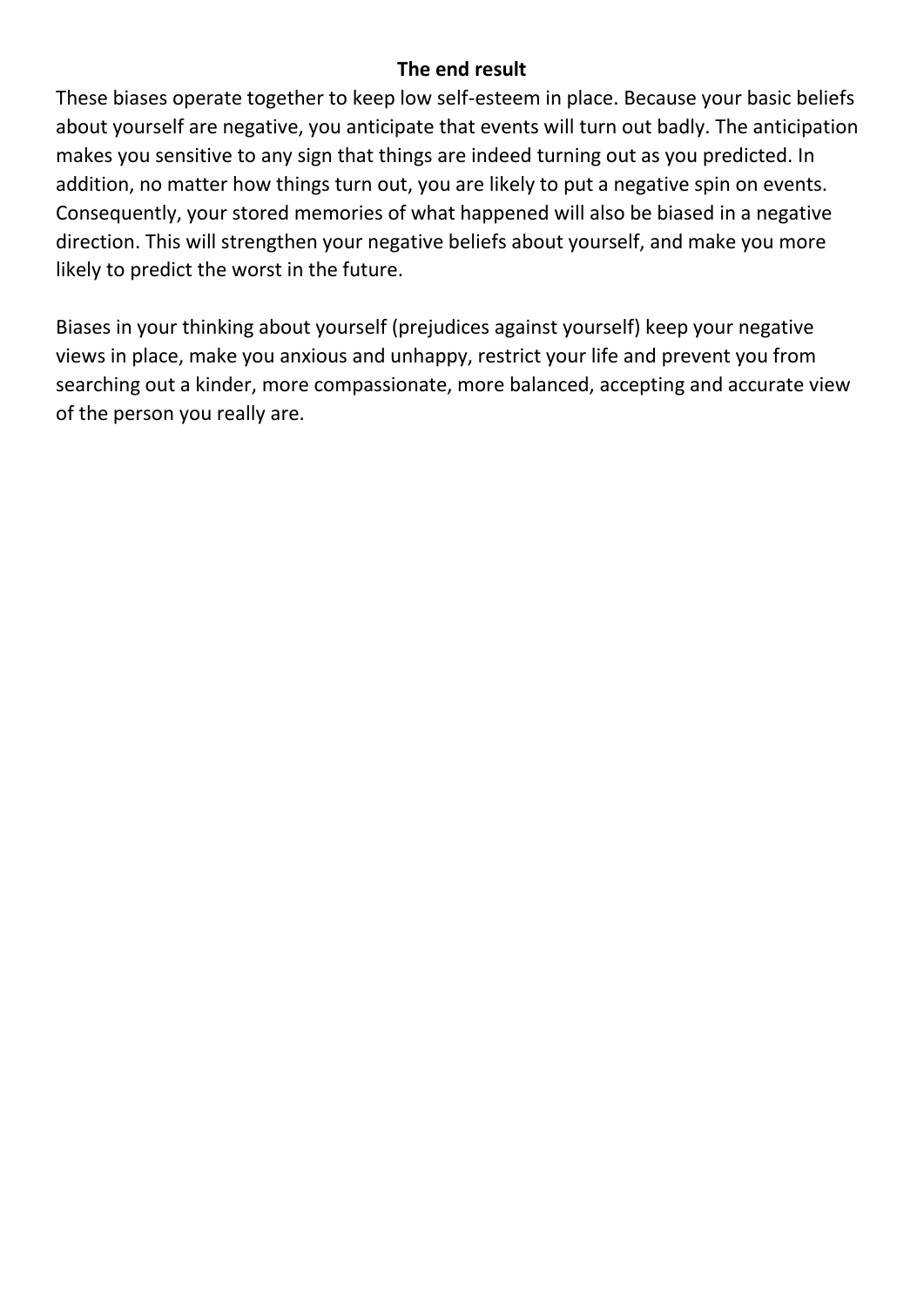**The end result**

These biases operate together to keep low self-esteem in place. Because your basic beliefs about yourself are negative, you anticipate that events will turn out badly. The anticipation makes you sensitive to any sign that things are indeed turning out as you predicted. In addition, no matter how things turn out, you are likely to put a negative spin on events. Consequently, your stored memories of what happened will also be biased in a negative direction. This will strengthen your negative beliefs about yourself, and make you more likely to predict the worst in the future.

Biases in your thinking about yourself (prejudices against yourself) keep your negative views in place, make you anxious and unhappy, restrict your life and prevent you from searching out a kinder, more compassionate, more balanced, accepting and accurate view of the person you really are.